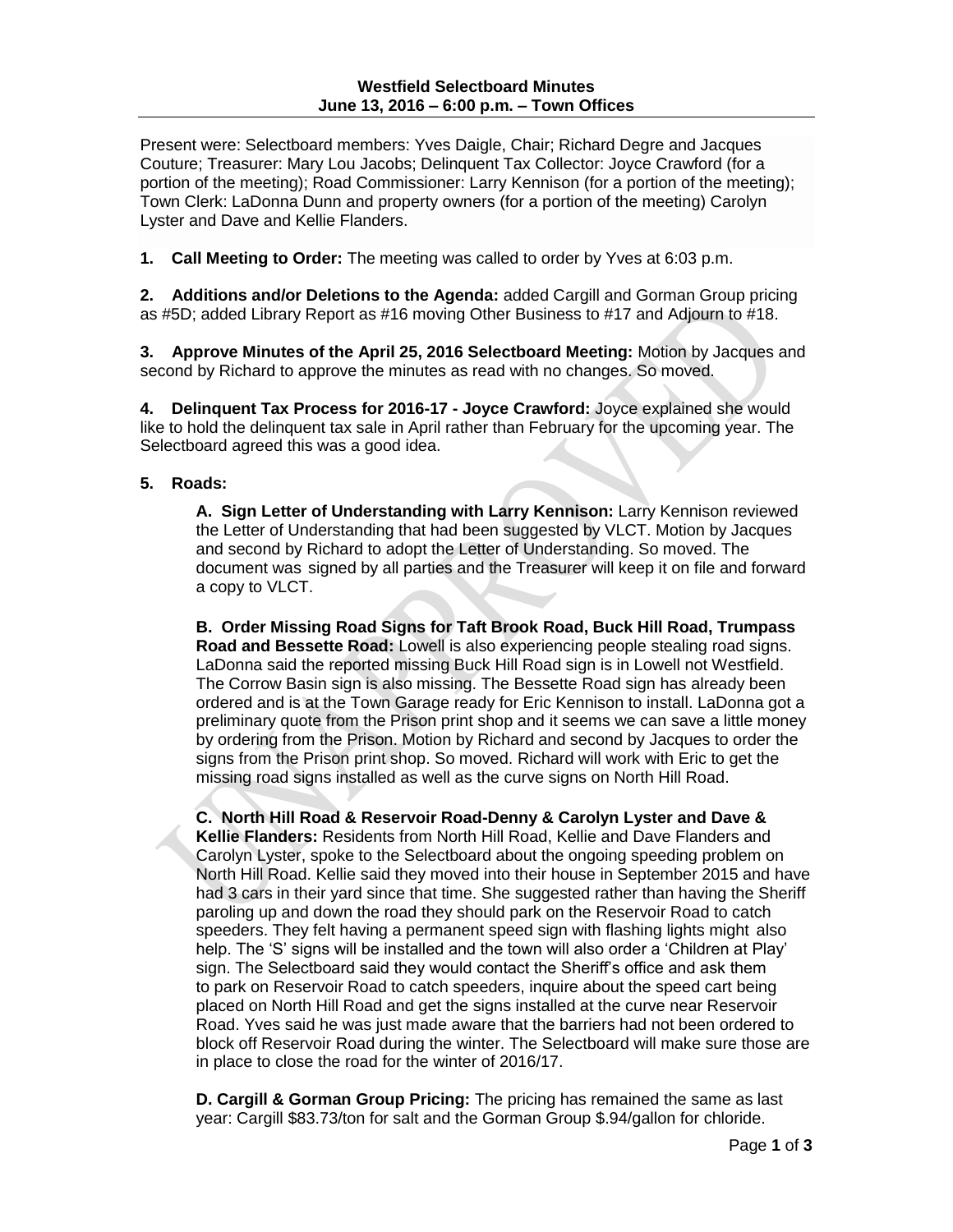**Westfield Selectboard Minutes**
**June 13, 2016 – 6:00 p.m. – Town Offices**

Present were: Selectboard members: Yves Daigle, Chair; Richard Degre and Jacques Couture; Treasurer: Mary Lou Jacobs; Delinquent Tax Collector: Joyce Crawford (for a portion of the meeting); Road Commissioner: Larry Kennison (for a portion of the meeting); Town Clerk: LaDonna Dunn and property owners (for a portion of the meeting) Carolyn Lyster and Dave and Kellie Flanders.

**1. Call Meeting to Order:** The meeting was called to order by Yves at 6:03 p.m.

**2. Additions and/or Deletions to the Agenda:** added Cargill and Gorman Group pricing as #5D; added Library Report as #16 moving Other Business to #17 and Adjourn to #18.

**3. Approve Minutes of the April 25, 2016 Selectboard Meeting:** Motion by Jacques and second by Richard to approve the minutes as read with no changes. So moved.

**4. Delinquent Tax Process for 2016-17 - Joyce Crawford:** Joyce explained she would like to hold the delinquent tax sale in April rather than February for the upcoming year. The Selectboard agreed this was a good idea.

**5. Roads:**

**A. Sign Letter of Understanding with Larry Kennison:** Larry Kennison reviewed the Letter of Understanding that had been suggested by VLCT. Motion by Jacques and second by Richard to adopt the Letter of Understanding. So moved. The document was signed by all parties and the Treasurer will keep it on file and forward a copy to VLCT.

**B. Order Missing Road Signs for Taft Brook Road, Buck Hill Road, Trumpass Road and Bessette Road:** Lowell is also experiencing people stealing road signs. LaDonna said the reported missing Buck Hill Road sign is in Lowell not Westfield. The Corrow Basin sign is also missing. The Bessette Road sign has already been ordered and is at the Town Garage ready for Eric Kennison to install. LaDonna got a preliminary quote from the Prison print shop and it seems we can save a little money by ordering from the Prison. Motion by Richard and second by Jacques to order the signs from the Prison print shop. So moved. Richard will work with Eric to get the missing road signs installed as well as the curve signs on North Hill Road.

**C. North Hill Road & Reservoir Road-Denny & Carolyn Lyster and Dave & Kellie Flanders:** Residents from North Hill Road, Kellie and Dave Flanders and Carolyn Lyster, spoke to the Selectboard about the ongoing speeding problem on North Hill Road. Kellie said they moved into their house in September 2015 and have had 3 cars in their yard since that time. She suggested rather than having the Sheriff paroling up and down the road they should park on the Reservoir Road to catch speeders. They felt having a permanent speed sign with flashing lights might also help. The 'S' signs will be installed and the town will also order a 'Children at Play' sign. The Selectboard said they would contact the Sheriff's office and ask them to park on Reservoir Road to catch speeders, inquire about the speed cart being placed on North Hill Road and get the signs installed at the curve near Reservoir Road. Yves said he was just made aware that the barriers had not been ordered to block off Reservoir Road during the winter. The Selectboard will make sure those are in place to close the road for the winter of 2016/17.

**D. Cargill & Gorman Group Pricing:** The pricing has remained the same as last year: Cargill $83.73/ton for salt and the Gorman Group $.94/gallon for chloride.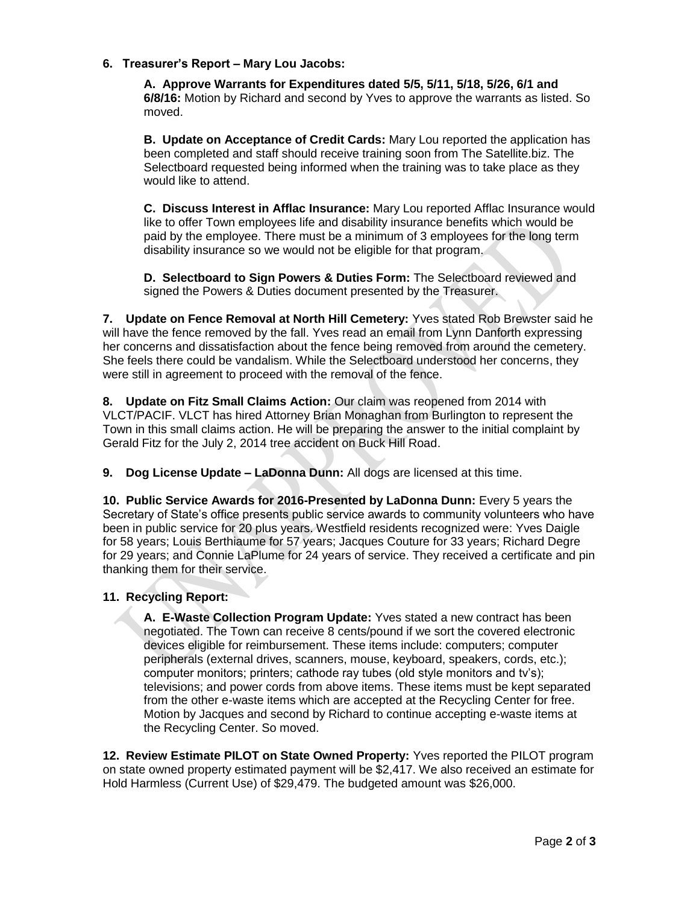**6. Treasurer's Report – Mary Lou Jacobs:**

**A. Approve Warrants for Expenditures dated 5/5, 5/11, 5/18, 5/26, 6/1 and 6/8/16:** Motion by Richard and second by Yves to approve the warrants as listed. So moved.

**B. Update on Acceptance of Credit Cards:** Mary Lou reported the application has been completed and staff should receive training soon from The Satellite.biz. The Selectboard requested being informed when the training was to take place as they would like to attend.

**C. Discuss Interest in Afflac Insurance:** Mary Lou reported Afflac Insurance would like to offer Town employees life and disability insurance benefits which would be paid by the employee. There must be a minimum of 3 employees for the long term disability insurance so we would not be eligible for that program.

**D. Selectboard to Sign Powers & Duties Form:** The Selectboard reviewed and signed the Powers & Duties document presented by the Treasurer.

**7. Update on Fence Removal at North Hill Cemetery:** Yves stated Rob Brewster said he will have the fence removed by the fall. Yves read an email from Lynn Danforth expressing her concerns and dissatisfaction about the fence being removed from around the cemetery. She feels there could be vandalism. While the Selectboard understood her concerns, they were still in agreement to proceed with the removal of the fence.

**8. Update on Fitz Small Claims Action:** Our claim was reopened from 2014 with VLCT/PACIF. VLCT has hired Attorney Brian Monaghan from Burlington to represent the Town in this small claims action. He will be preparing the answer to the initial complaint by Gerald Fitz for the July 2, 2014 tree accident on Buck Hill Road.

**9. Dog License Update – LaDonna Dunn:** All dogs are licensed at this time.

**10. Public Service Awards for 2016-Presented by LaDonna Dunn:** Every 5 years the Secretary of State's office presents public service awards to community volunteers who have been in public service for 20 plus years. Westfield residents recognized were: Yves Daigle for 58 years; Louis Berthiaume for 57 years; Jacques Couture for 33 years; Richard Degre for 29 years; and Connie LaPlume for 24 years of service. They received a certificate and pin thanking them for their service.

**11. Recycling Report:**

**A. E-Waste Collection Program Update:** Yves stated a new contract has been negotiated. The Town can receive 8 cents/pound if we sort the covered electronic devices eligible for reimbursement. These items include: computers; computer peripherals (external drives, scanners, mouse, keyboard, speakers, cords, etc.); computer monitors; printers; cathode ray tubes (old style monitors and tv's); televisions; and power cords from above items. These items must be kept separated from the other e-waste items which are accepted at the Recycling Center for free. Motion by Jacques and second by Richard to continue accepting e-waste items at the Recycling Center. So moved.

**12. Review Estimate PILOT on State Owned Property:** Yves reported the PILOT program on state owned property estimated payment will be $2,417. We also received an estimate for Hold Harmless (Current Use) of $29,479. The budgeted amount was $26,000.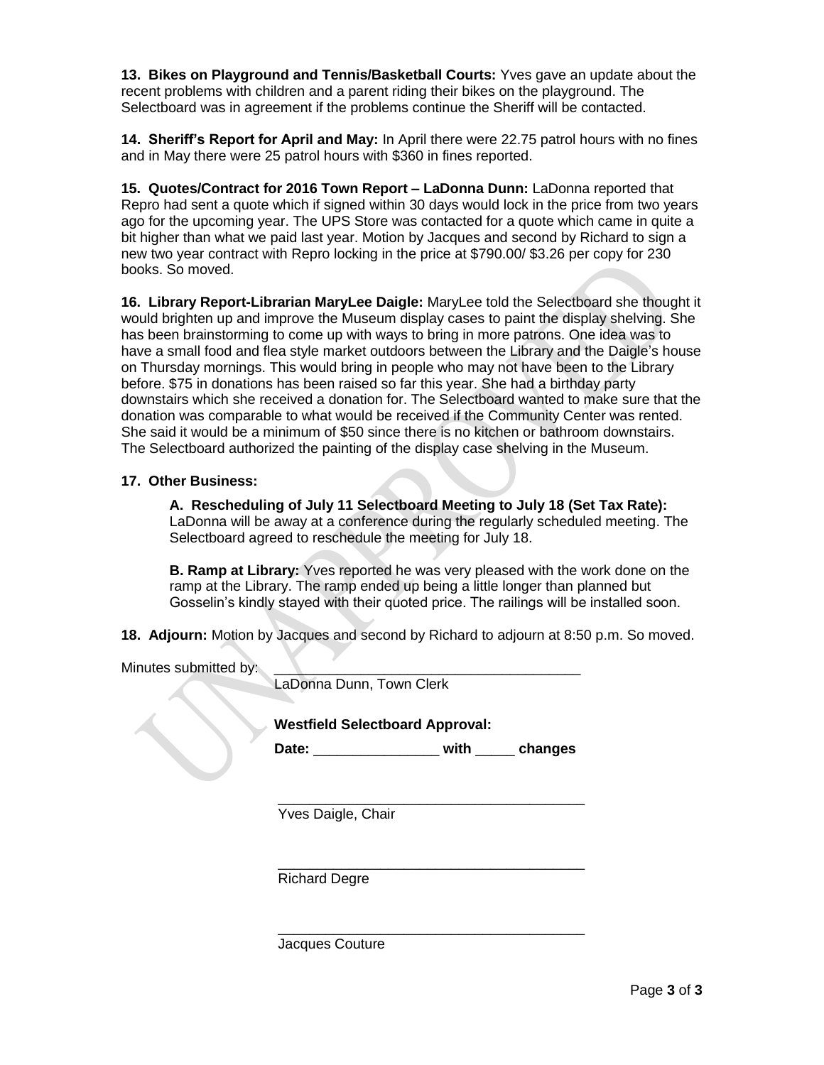**13. Bikes on Playground and Tennis/Basketball Courts:** Yves gave an update about the recent problems with children and a parent riding their bikes on the playground. The Selectboard was in agreement if the problems continue the Sheriff will be contacted.

**14. Sheriff's Report for April and May:** In April there were 22.75 patrol hours with no fines and in May there were 25 patrol hours with $360 in fines reported.

**15. Quotes/Contract for 2016 Town Report – LaDonna Dunn:** LaDonna reported that Repro had sent a quote which if signed within 30 days would lock in the price from two years ago for the upcoming year. The UPS Store was contacted for a quote which came in quite a bit higher than what we paid last year. Motion by Jacques and second by Richard to sign a new two year contract with Repro locking in the price at $790.00/ $3.26 per copy for 230 books. So moved.

**16. Library Report-Librarian MaryLee Daigle:** MaryLee told the Selectboard she thought it would brighten up and improve the Museum display cases to paint the display shelving. She has been brainstorming to come up with ways to bring in more patrons. One idea was to have a small food and flea style market outdoors between the Library and the Daigle's house on Thursday mornings. This would bring in people who may not have been to the Library before. $75 in donations has been raised so far this year. She had a birthday party downstairs which she received a donation for. The Selectboard wanted to make sure that the donation was comparable to what would be received if the Community Center was rented. She said it would be a minimum of $50 since there is no kitchen or bathroom downstairs. The Selectboard authorized the painting of the display case shelving in the Museum.

**17. Other Business:**

**A. Rescheduling of July 11 Selectboard Meeting to July 18 (Set Tax Rate):** LaDonna will be away at a conference during the regularly scheduled meeting. The Selectboard agreed to reschedule the meeting for July 18.

**B. Ramp at Library:** Yves reported he was very pleased with the work done on the ramp at the Library. The ramp ended up being a little longer than planned but Gosselin's kindly stayed with their quoted price. The railings will be installed soon.

**18. Adjourn:** Motion by Jacques and second by Richard to adjourn at 8:50 p.m. So moved.

Minutes submitted by: \_\_\_\_\_\_\_\_\_\_\_\_\_\_\_\_\_\_\_\_\_\_\_\_\_\_\_\_\_\_\_\_\_\_\_\_\_\_\_\_
LaDonna Dunn, Town Clerk

**Westfield Selectboard Approval:**

**Date:** \_\_\_\_\_\_\_\_\_\_\_\_\_\_\_\_ **with** \_\_\_\_\_ **changes**

\_\_\_\_\_\_\_\_\_\_\_\_\_\_\_\_\_\_\_\_\_\_\_\_\_\_\_\_\_\_\_\_\_\_\_\_\_\_\_\_
Yves Daigle, Chair

\_\_\_\_\_\_\_\_\_\_\_\_\_\_\_\_\_\_\_\_\_\_\_\_\_\_\_\_\_\_\_\_\_\_\_\_\_\_\_\_
Richard Degre

\_\_\_\_\_\_\_\_\_\_\_\_\_\_\_\_\_\_\_\_\_\_\_\_\_\_\_\_\_\_\_\_\_\_\_\_\_\_\_\_
Jacques Couture